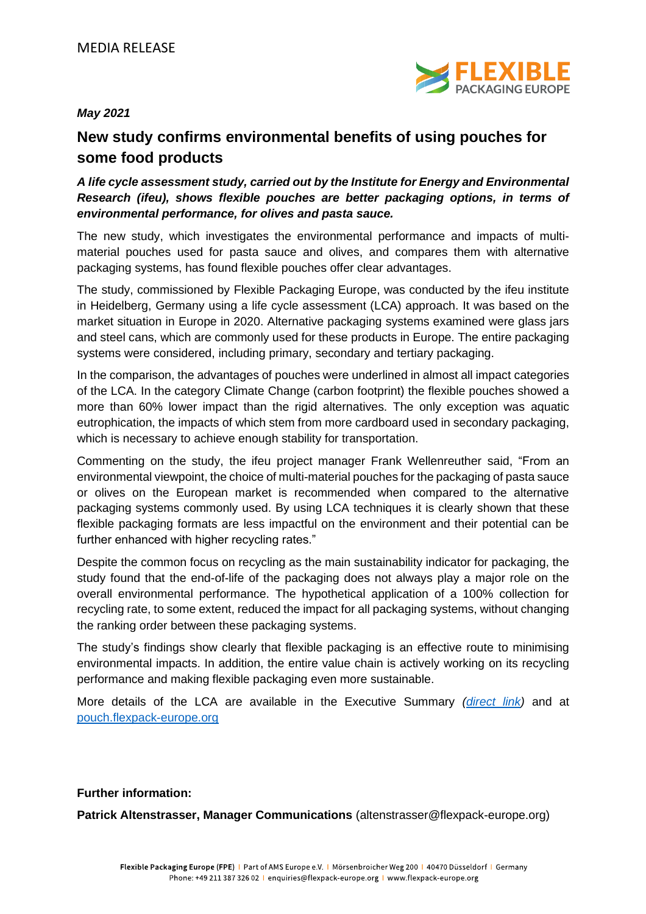MEDIA RELEASE

*May 2021*

# New study confirms environmental benefits of using pouches for some food products

***A life cycle assessment study, carried out by the Institute for Energy and Environmental Research (ifeu), shows flexible pouches are better packaging options, in terms of environmental performance, for olives and pasta sauce.***

The new study, which investigates the environmental performance and impacts of multi-material pouches used for pasta sauce and olives, and compares them with alternative packaging systems, has found flexible pouches offer clear advantages.

The study, commissioned by Flexible Packaging Europe, was conducted by the ifeu institute in Heidelberg, Germany using a life cycle assessment (LCA) approach. It was based on the market situation in Europe in 2020. Alternative packaging systems examined were glass jars and steel cans, which are commonly used for these products in Europe. The entire packaging systems were considered, including primary, secondary and tertiary packaging.

In the comparison, the advantages of pouches were underlined in almost all impact categories of the LCA. In the category Climate Change (carbon footprint) the flexible pouches showed a more than 60% lower impact than the rigid alternatives. The only exception was aquatic eutrophication, the impacts of which stem from more cardboard used in secondary packaging, which is necessary to achieve enough stability for transportation.

Commenting on the study, the ifeu project manager Frank Wellenreuther said, "From an environmental viewpoint, the choice of multi-material pouches for the packaging of pasta sauce or olives on the European market is recommended when compared to the alternative packaging systems commonly used. By using LCA techniques it is clearly shown that these flexible packaging formats are less impactful on the environment and their potential can be further enhanced with higher recycling rates."

Despite the common focus on recycling as the main sustainability indicator for packaging, the study found that the end-of-life of the packaging does not always play a major role on the overall environmental performance. The hypothetical application of a 100% collection for recycling rate, to some extent, reduced the impact for all packaging systems, without changing the ranking order between these packaging systems.

The study's findings show clearly that flexible packaging is an effective route to minimising environmental impacts. In addition, the entire value chain is actively working on its recycling performance and making flexible packaging even more sustainable.

More details of the LCA are available in the Executive Summary *(direct link)* and at pouch.flexpack-europe.org

**Further information:**

**Patrick Altenstrasser, Manager Communications** (altenstrasser@flexpack-europe.org)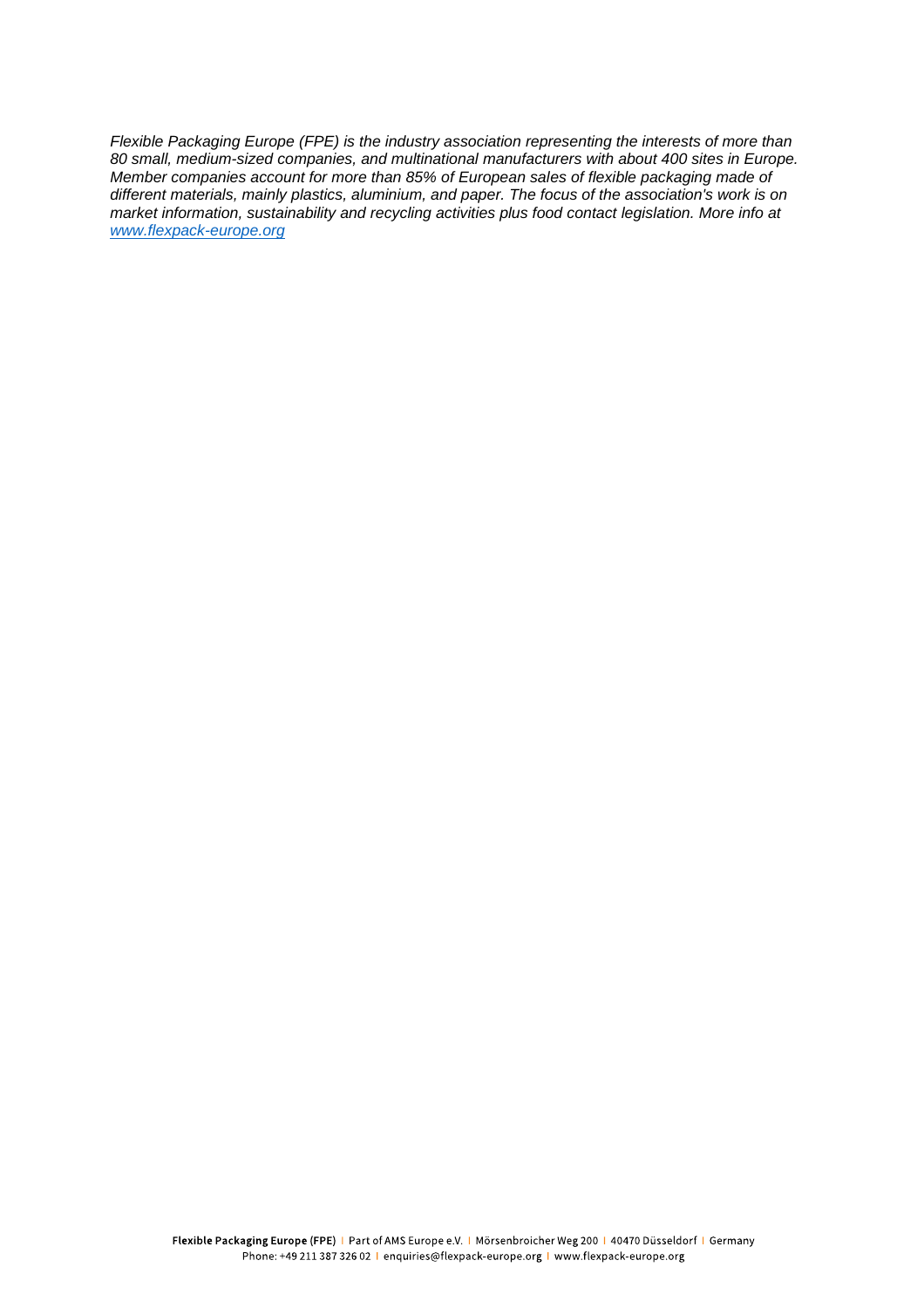*Flexible Packaging Europe (FPE) is the industry association representing the interests of more than 80 small, medium-sized companies, and multinational manufacturers with about 400 sites in Europe. Member companies account for more than 85% of European sales of flexible packaging made of different materials, mainly plastics, aluminium, and paper. The focus of the association's work is on market information, sustainability and recycling activities plus food contact legislation. More info at [www.flexpack-europe.org](http://www.flexpack-europe.org)*